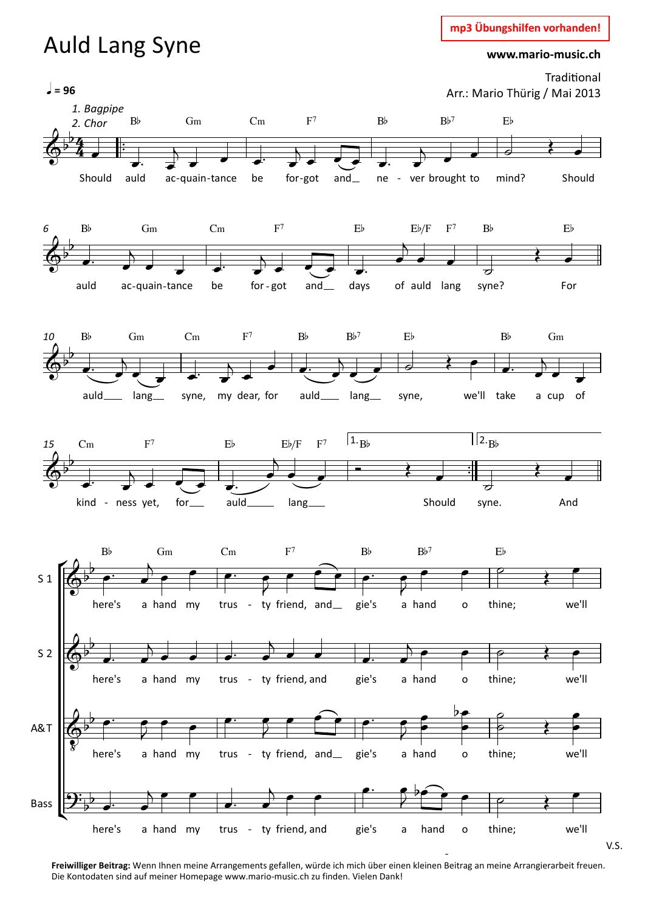# Auld Lang Syne

**mp3 Übungshilfen vorhanden!**

**www.mario-music.ch**

Traditional
Arr.: Mario Thürig / Mai 2013

**♩ = 96**

*1. Bagpipe*
*2. Chor*

Should auld ac-quain-tance be for-got and ne - ver brought to mind? Should auld ac-quain-tance be for-got and days of auld lang syne? For auld lang syne, my dear, for auld lang syne, we'll take a cup of kind - ness yet, for auld lang Should syne. And

S 1: here's a hand my trus - ty friend, and gie's a hand o thine; we'll

S 2: here's a hand my trus - ty friend, and gie's a hand o thine; we'll

A&T: here's a hand my trus - ty friend, and gie's a hand o thine; we'll

Bass: here's a hand my trus - ty friend, and gie's a hand o thine; we'll

V.S.

**Freiwilliger Beitrag:** Wenn Ihnen meine Arrangements gefallen, würde ich mich über einen kleinen Beitrag an meine Arrangierarbeit freuen. Die Kontodaten sind auf meiner Homepage www.mario-music.ch zu finden. Vielen Dank!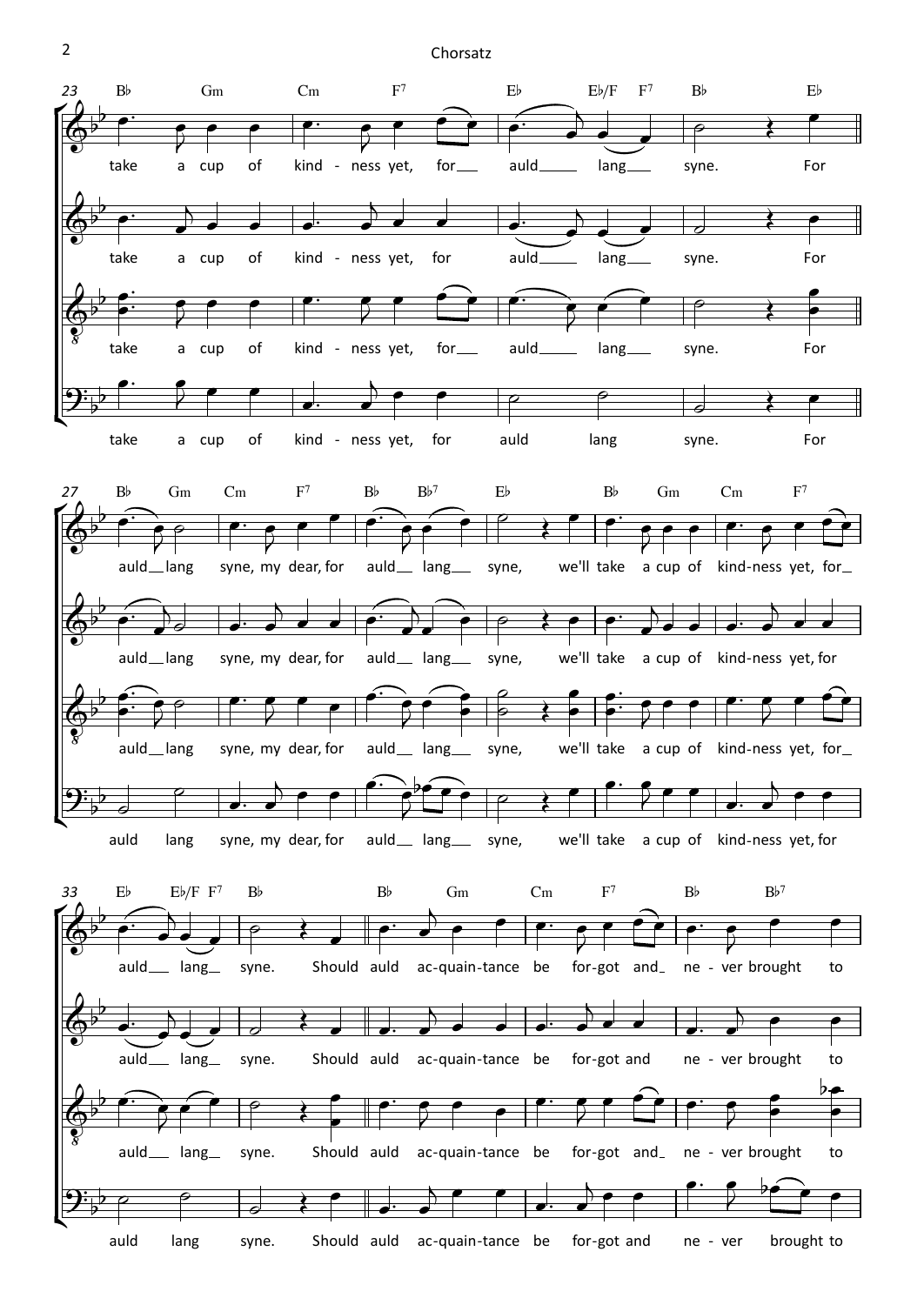take a cup of kind - ness yet, for auld lang syne. For

auld lang syne, my dear, for auld lang syne, we'll take a cup of kind-ness yet, for

auld lang syne. Should auld ac-quain-tance be for-got and ne - ver brought to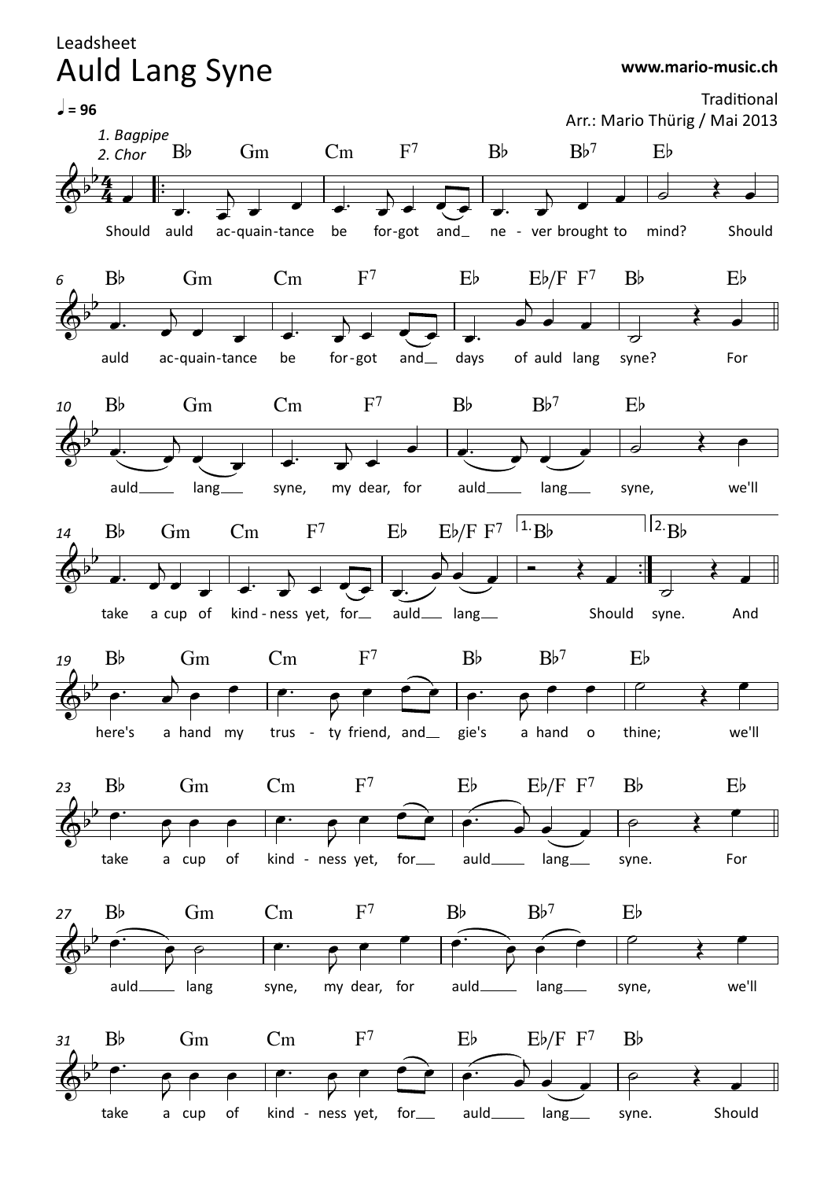Leadsheet

# Auld Lang Syne

**www.mario-music.ch**

Traditional

Arr.: Mario Thürig / Mai 2013

♩ = 96

*1. Bagpipe*
*2. Chor*

Should auld ac-quain-tance be for-got and_ ne - ver brought to mind? Should

auld ac-quain-tance be for-got and_ days of auld lang syne? For

auld_ lang_ syne, my dear, for auld_ lang_ syne, we'll

take a cup of kind - ness yet, for_ auld_ lang_ Should syne. And

here's a hand my trus - ty friend, and_ gie's a hand o thine; we'll

take a cup of kind - ness yet, for_ auld_ lang_ syne. For

auld_ lang syne, my dear, for auld_ lang_ syne, we'll

take a cup of kind - ness yet, for_ auld_ lang_ syne. Should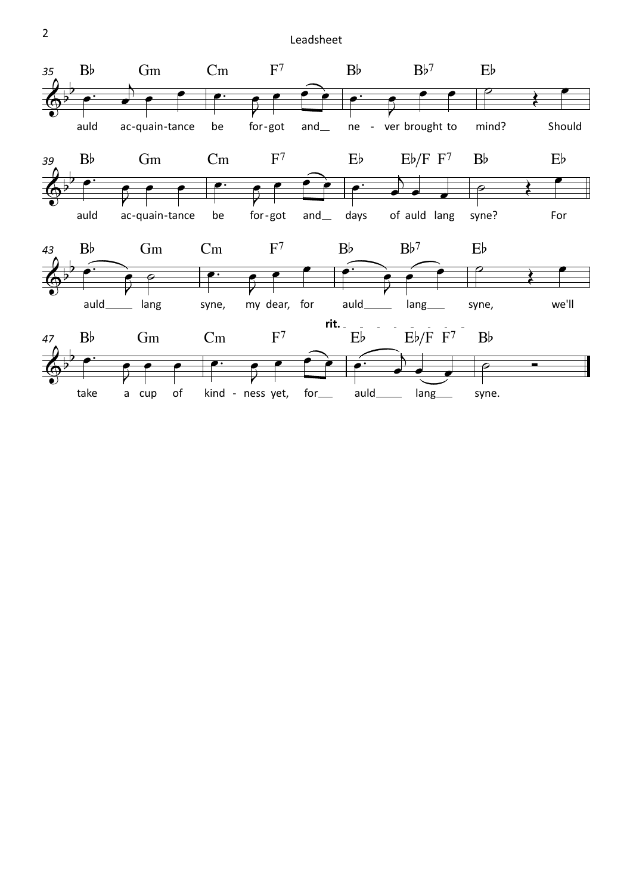35 B♭ Gm Cm F7 B♭ B♭7 E♭

auld ac-quain-tance be for-got and ne - ver brought to mind? Should

39 B♭ Gm Cm F7 E♭ E♭/F F7 B♭ E♭

auld ac-quain-tance be for-got and days of auld lang syne? For

43 B♭ Gm Cm F7 B♭ B♭7 E♭

auld lang syne, my dear, for auld lang syne, we'll

47 B♭ Gm Cm F7 E♭ E♭/F F7 B♭

rit.

take a cup of kind - ness yet, for auld lang syne.